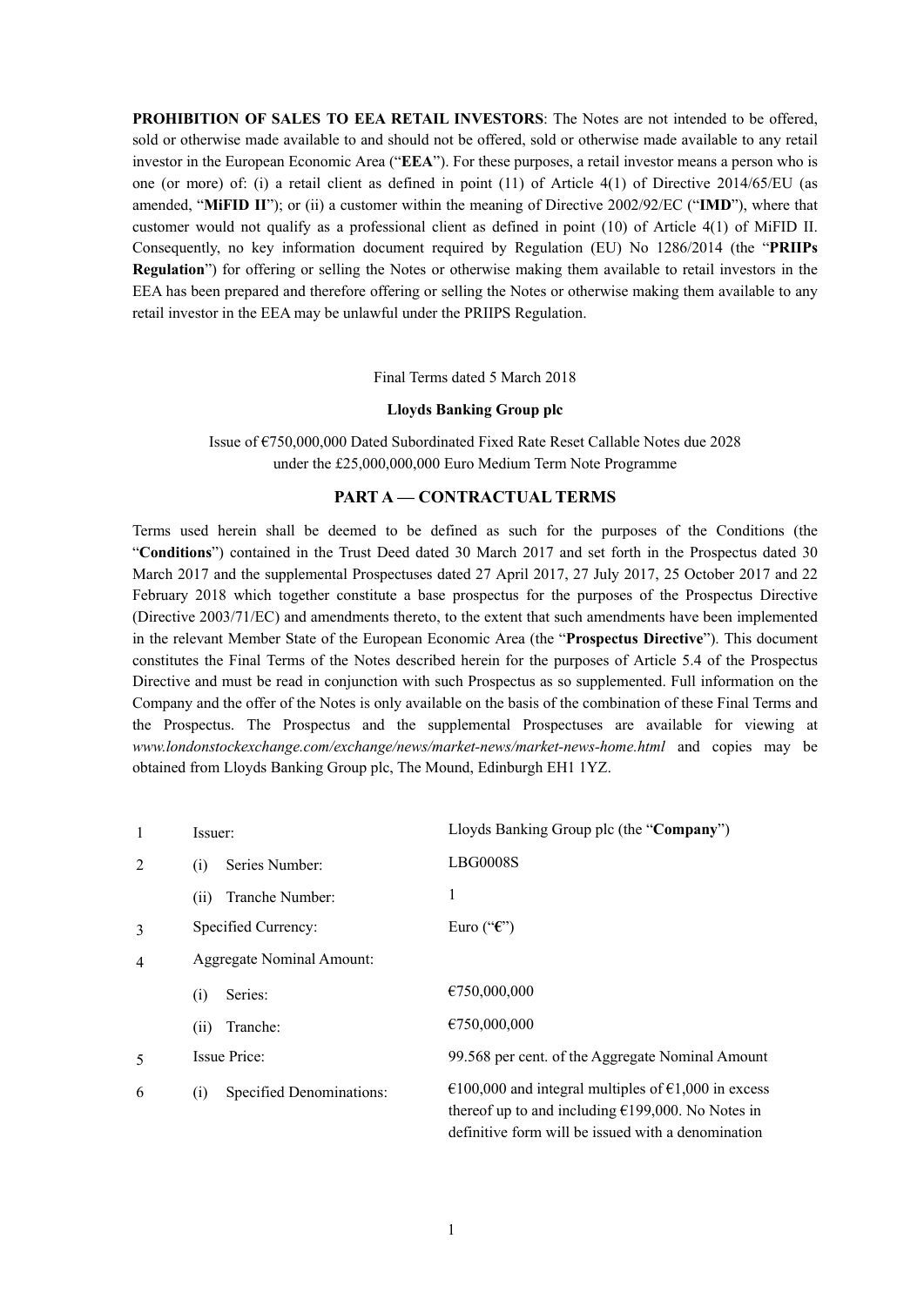**PROHIBITION OF SALES TO EEA RETAIL INVESTORS**: The Notes are not intended to be offered, sold or otherwise made available to and should not be offered, sold or otherwise made available to any retail investor in the European Economic Area ("**EEA**"). For these purposes, a retail investor means a person who is one (or more) of: (i) a retail client as defined in point (11) of Article 4(1) of Directive 2014/65/EU (as amended, "**MiFID II**"); or (ii) a customer within the meaning of Directive 2002/92/EC ("**IMD**"), where that customer would not qualify as a professional client as defined in point (10) of Article 4(1) of MiFID II. Consequently, no key information document required by Regulation (EU) No 1286/2014 (the "**PRIIPs Regulation**") for offering or selling the Notes or otherwise making them available to retail investors in the EEA has been prepared and therefore offering or selling the Notes or otherwise making them available to any retail investor in the EEA may be unlawful under the PRIIPS Regulation.

Final Terms dated 5 March 2018

**Lloyds Banking Group plc**

Issue of €750,000,000 Dated Subordinated Fixed Rate Reset Callable Notes due 2028
under the £25,000,000,000 Euro Medium Term Note Programme

## PART A — CONTRACTUAL TERMS

Terms used herein shall be deemed to be defined as such for the purposes of the Conditions (the "**Conditions**") contained in the Trust Deed dated 30 March 2017 and set forth in the Prospectus dated 30 March 2017 and the supplemental Prospectuses dated 27 April 2017, 27 July 2017, 25 October 2017 and 22 February 2018 which together constitute a base prospectus for the purposes of the Prospectus Directive (Directive 2003/71/EC) and amendments thereto, to the extent that such amendments have been implemented in the relevant Member State of the European Economic Area (the "**Prospectus Directive**"). This document constitutes the Final Terms of the Notes described herein for the purposes of Article 5.4 of the Prospectus Directive and must be read in conjunction with such Prospectus as so supplemented. Full information on the Company and the offer of the Notes is only available on the basis of the combination of these Final Terms and the Prospectus. The Prospectus and the supplemental Prospectuses are available for viewing at *www.londonstockexchange.com/exchange/news/market-news/market-news-home.html* and copies may be obtained from Lloyds Banking Group plc, The Mound, Edinburgh EH1 1YZ.

| | | |
|---|---|---|
| 1 | Issuer: | Lloyds Banking Group plc (the "**Company**") |
| 2 | (i) Series Number: | LBG0008S |
| | (ii) Tranche Number: | 1 |
| 3 | Specified Currency: | Euro ("**€**") |
| 4 | Aggregate Nominal Amount: | |
| | (i) Series: | €750,000,000 |
| | (ii) Tranche: | €750,000,000 |
| 5 | Issue Price: | 99.568 per cent. of the Aggregate Nominal Amount |
| 6 | (i) Specified Denominations: | €100,000 and integral multiples of €1,000 in excess thereof up to and including €199,000. No Notes in definitive form will be issued with a denomination |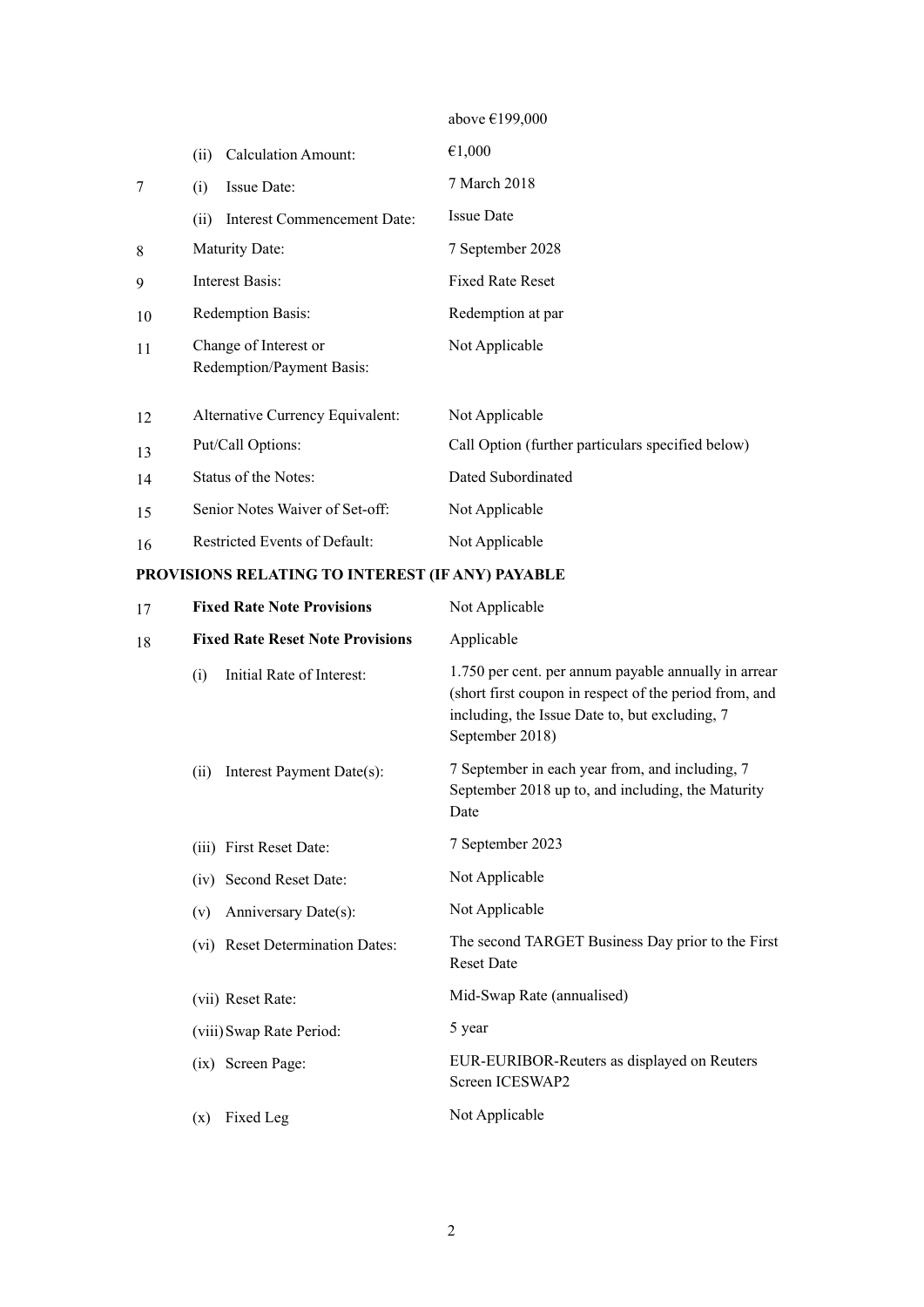| | | |
|---|---|---|
| | | above €199,000 |
| | (ii) Calculation Amount: | €1,000 |
| 7 | (i) Issue Date: | 7 March 2018 |
| | (ii) Interest Commencement Date: | Issue Date |
| 8 | Maturity Date: | 7 September 2028 |
| 9 | Interest Basis: | Fixed Rate Reset |
| 10 | Redemption Basis: | Redemption at par |
| 11 | Change of Interest or Redemption/Payment Basis: | Not Applicable |
| 12 | Alternative Currency Equivalent: | Not Applicable |
| 13 | Put/Call Options: | Call Option (further particulars specified below) |
| 14 | Status of the Notes: | Dated Subordinated |
| 15 | Senior Notes Waiver of Set-off: | Not Applicable |
| 16 | Restricted Events of Default: | Not Applicable |

**PROVISIONS RELATING TO INTEREST (IF ANY) PAYABLE**

| | | |
|---|---|---|
| 17 | **Fixed Rate Note Provisions** | Not Applicable |
| 18 | **Fixed Rate Reset Note Provisions** | Applicable |
| | (i) Initial Rate of Interest: | 1.750 per cent. per annum payable annually in arrear (short first coupon in respect of the period from, and including, the Issue Date to, but excluding, 7 September 2018) |
| | (ii) Interest Payment Date(s): | 7 September in each year from, and including, 7 September 2018 up to, and including, the Maturity Date |
| | (iii) First Reset Date: | 7 September 2023 |
| | (iv) Second Reset Date: | Not Applicable |
| | (v) Anniversary Date(s): | Not Applicable |
| | (vi) Reset Determination Dates: | The second TARGET Business Day prior to the First Reset Date |
| | (vii) Reset Rate: | Mid-Swap Rate (annualised) |
| | (viii) Swap Rate Period: | 5 year |
| | (ix) Screen Page: | EUR-EURIBOR-Reuters as displayed on Reuters Screen ICESWAP2 |
| | (x) Fixed Leg | Not Applicable |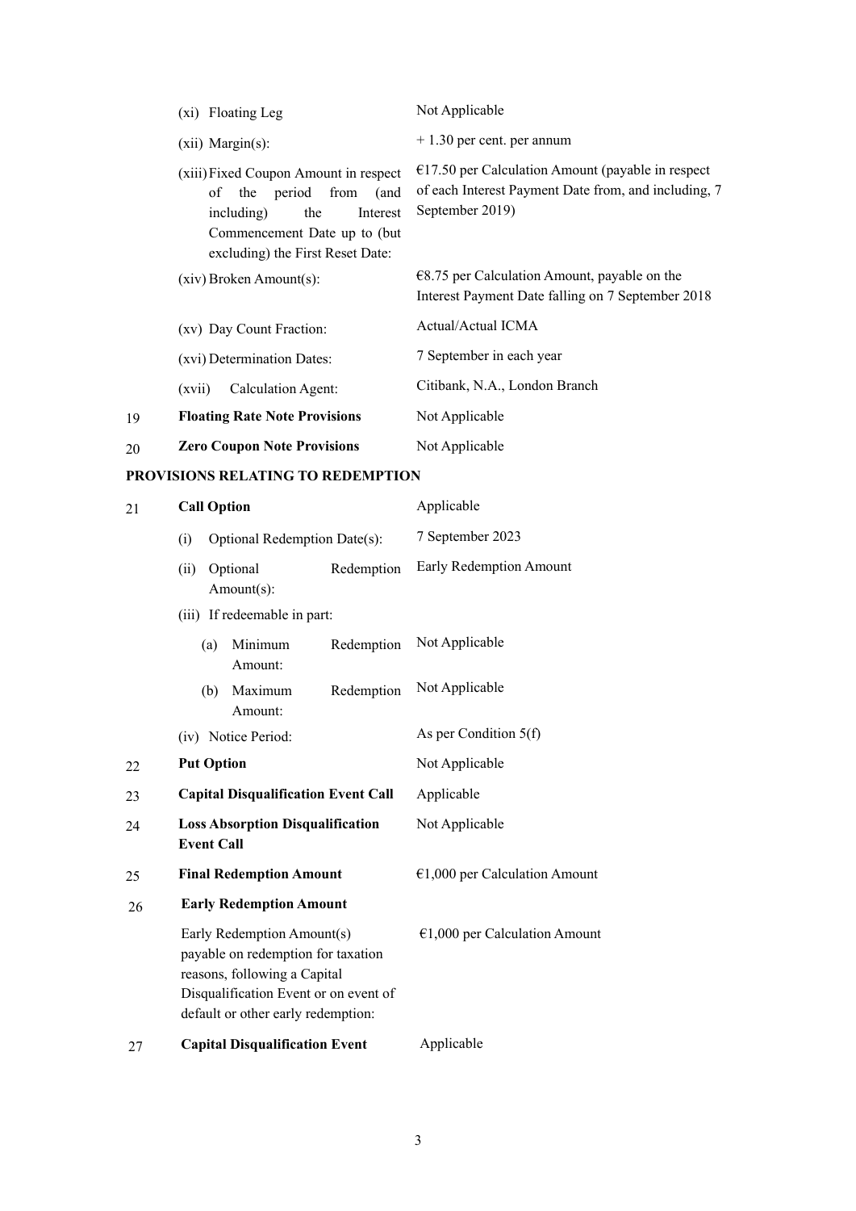| | | |
|---|---|---|
| | (xi) Floating Leg | Not Applicable |
| | (xii) Margin(s): | + 1.30 per cent. per annum |
| | (xiii) Fixed Coupon Amount in respect of the period from (and including) the Interest Commencement Date up to (but excluding) the First Reset Date: | €17.50 per Calculation Amount (payable in respect of each Interest Payment Date from, and including, 7 September 2019) |
| | (xiv) Broken Amount(s): | €8.75 per Calculation Amount, payable on the Interest Payment Date falling on 7 September 2018 |
| | (xv) Day Count Fraction: | Actual/Actual ICMA |
| | (xvi) Determination Dates: | 7 September in each year |
| | (xvii) Calculation Agent: | Citibank, N.A., London Branch |
| 19 | **Floating Rate Note Provisions** | Not Applicable |
| 20 | **Zero Coupon Note Provisions** | Not Applicable |

**PROVISIONS RELATING TO REDEMPTION**

| | | |
|---|---|---|
| 21 | **Call Option** | Applicable |
| | (i) Optional Redemption Date(s): | 7 September 2023 |
| | (ii) Optional Redemption Amount(s): | Early Redemption Amount |
| | (iii) If redeemable in part: | |
| | (a) Minimum Redemption Amount: | Not Applicable |
| | (b) Maximum Redemption Amount: | Not Applicable |
| | (iv) Notice Period: | As per Condition 5(f) |
| 22 | **Put Option** | Not Applicable |
| 23 | **Capital Disqualification Event Call** | Applicable |
| 24 | **Loss Absorption Disqualification Event Call** | Not Applicable |
| 25 | **Final Redemption Amount** | €1,000 per Calculation Amount |
| 26 | **Early Redemption Amount** | |
| | Early Redemption Amount(s) payable on redemption for taxation reasons, following a Capital Disqualification Event or on event of default or other early redemption: | €1,000 per Calculation Amount |
| 27 | **Capital Disqualification Event** | Applicable |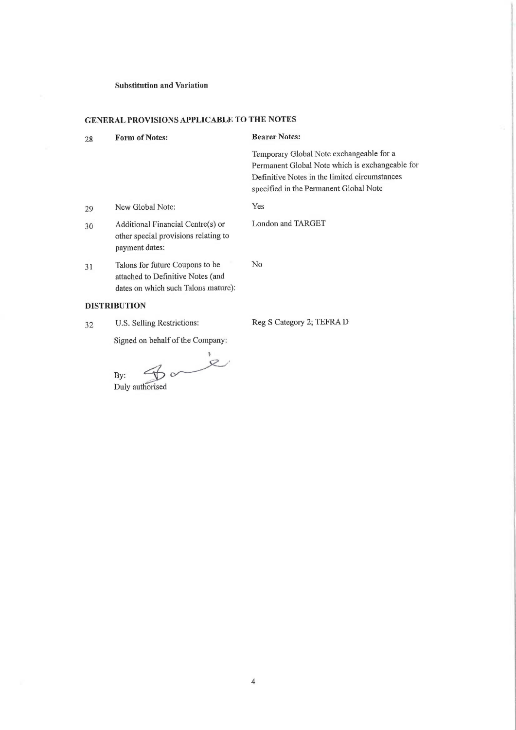**Substitution and Variation**

## GENERAL PROVISIONS APPLICABLE TO THE NOTES

| | | |
|---|---|---|
| 28 | **Form of Notes:** | **Bearer Notes:** |
| | | Temporary Global Note exchangeable for a Permanent Global Note which is exchangeable for Definitive Notes in the limited circumstances specified in the Permanent Global Note |
| 29 | New Global Note: | Yes |
| 30 | Additional Financial Centre(s) or other special provisions relating to payment dates: | London and TARGET |
| 31 | Talons for future Coupons to be attached to Definitive Notes (and dates on which such Talons mature): | No |

## DISTRIBUTION

| | | |
|---|---|---|
| 32 | U.S. Selling Restrictions: | Reg S Category 2; TEFRA D |

Signed on behalf of the Company:

By:

Duly authorised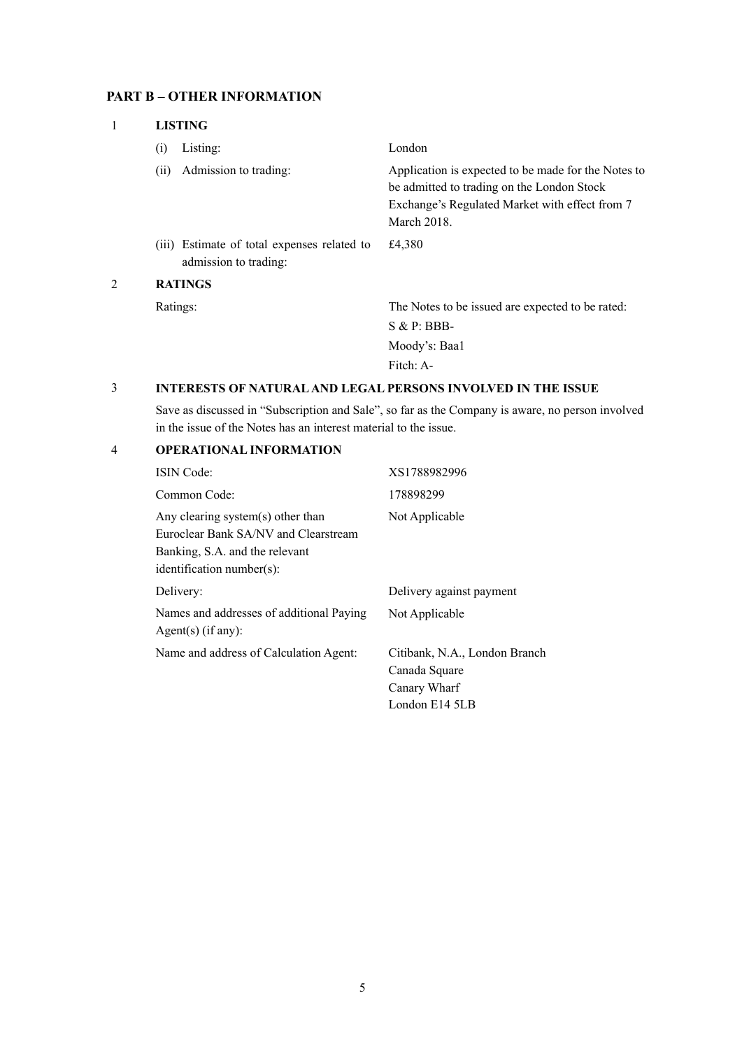## PART B – OTHER INFORMATION

### 1 LISTING

| | |
|---|---|
| (i) Listing: | London |
| (ii) Admission to trading: | Application is expected to be made for the Notes to be admitted to trading on the London Stock Exchange's Regulated Market with effect from 7 March 2018. |
| (iii) Estimate of total expenses related to admission to trading: | £4,380 |

### 2 RATINGS

| | |
|---|---|
| Ratings: | The Notes to be issued are expected to be rated:<br>S & P: BBB-<br>Moody's: Baa1<br>Fitch: A- |

### 3 INTERESTS OF NATURAL AND LEGAL PERSONS INVOLVED IN THE ISSUE

Save as discussed in "Subscription and Sale", so far as the Company is aware, no person involved in the issue of the Notes has an interest material to the issue.

### 4 OPERATIONAL INFORMATION

| | |
|---|---|
| ISIN Code: | XS1788982996 |
| Common Code: | 178898299 |
| Any clearing system(s) other than Euroclear Bank SA/NV and Clearstream Banking, S.A. and the relevant identification number(s): | Not Applicable |
| Delivery: | Delivery against payment |
| Names and addresses of additional Paying Agent(s) (if any): | Not Applicable |
| Name and address of Calculation Agent: | Citibank, N.A., London Branch<br>Canada Square<br>Canary Wharf<br>London E14 5LB |